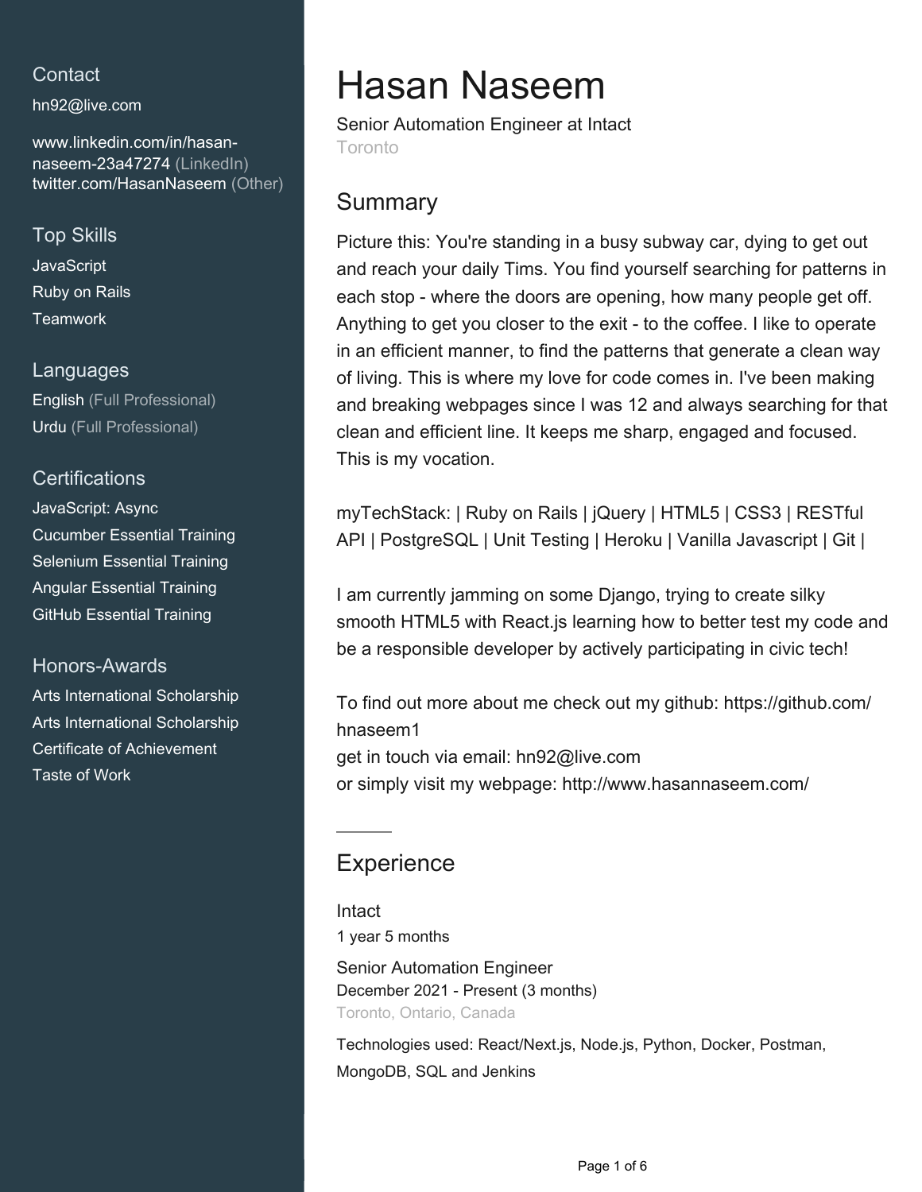## Contact

hn92@live.com

www.linkedin.com/in/hasan-naseem-23a47274 (LinkedIn)
twitter.com/HasanNaseem (Other)

## Top Skills

JavaScript
Ruby on Rails
Teamwork

## Languages

English (Full Professional)
Urdu (Full Professional)

## Certifications

JavaScript: Async
Cucumber Essential Training
Selenium Essential Training
Angular Essential Training
GitHub Essential Training

## Honors-Awards

Arts International Scholarship
Arts International Scholarship
Certificate of Achievement
Taste of Work

# Hasan Naseem

Senior Automation Engineer at Intact
Toronto

## Summary

Picture this: You're standing in a busy subway car, dying to get out and reach your daily Tims. You find yourself searching for patterns in each stop - where the doors are opening, how many people get off. Anything to get you closer to the exit - to the coffee. I like to operate in an efficient manner, to find the patterns that generate a clean way of living. This is where my love for code comes in. I've been making and breaking webpages since I was 12 and always searching for that clean and efficient line. It keeps me sharp, engaged and focused. This is my vocation.

myTechStack: | Ruby on Rails | jQuery | HTML5 | CSS3 | RESTful API | PostgreSQL | Unit Testing | Heroku | Vanilla Javascript | Git |

I am currently jamming on some Django, trying to create silky smooth HTML5 with React.js learning how to better test my code and be a responsible developer by actively participating in civic tech!

To find out more about me check out my github: https://github.com/hnaseem1
get in touch via email: hn92@live.com
or simply visit my webpage: http://www.hasannaseem.com/

## Experience

### Intact

1 year 5 months

**Senior Automation Engineer**
December 2021 - Present (3 months)
Toronto, Ontario, Canada

Technologies used: React/Next.js, Node.js, Python, Docker, Postman, MongoDB, SQL and Jenkins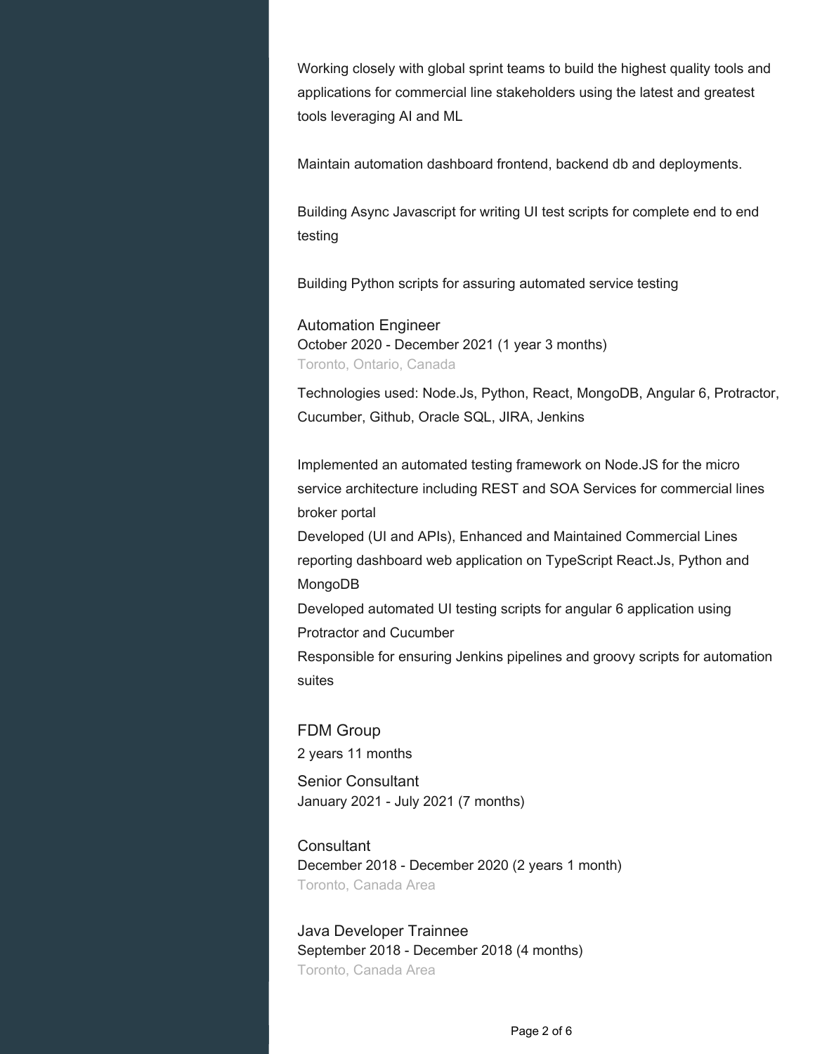Working closely with global sprint teams to build the highest quality tools and applications for commercial line stakeholders using the latest and greatest tools leveraging AI and ML

Maintain automation dashboard frontend, backend db and deployments.

Building Async Javascript for writing UI test scripts for complete end to end testing

Building Python scripts for assuring automated service testing

### Automation Engineer

October 2020 - December 2021 (1 year 3 months)

Toronto, Ontario, Canada

Technologies used: Node.Js, Python, React, MongoDB, Angular 6, Protractor, Cucumber, Github, Oracle SQL, JIRA, Jenkins

Implemented an automated testing framework on Node.JS for the micro service architecture including REST and SOA Services for commercial lines broker portal

Developed (UI and APIs), Enhanced and Maintained Commercial Lines reporting dashboard web application on TypeScript React.Js, Python and MongoDB

Developed automated UI testing scripts for angular 6 application using Protractor and Cucumber

Responsible for ensuring Jenkins pipelines and groovy scripts for automation suites

## FDM Group

2 years 11 months

### Senior Consultant

January 2021 - July 2021 (7 months)

### Consultant

December 2018 - December 2020 (2 years 1 month)

Toronto, Canada Area

### Java Developer Trainnee

September 2018 - December 2018 (4 months)

Toronto, Canada Area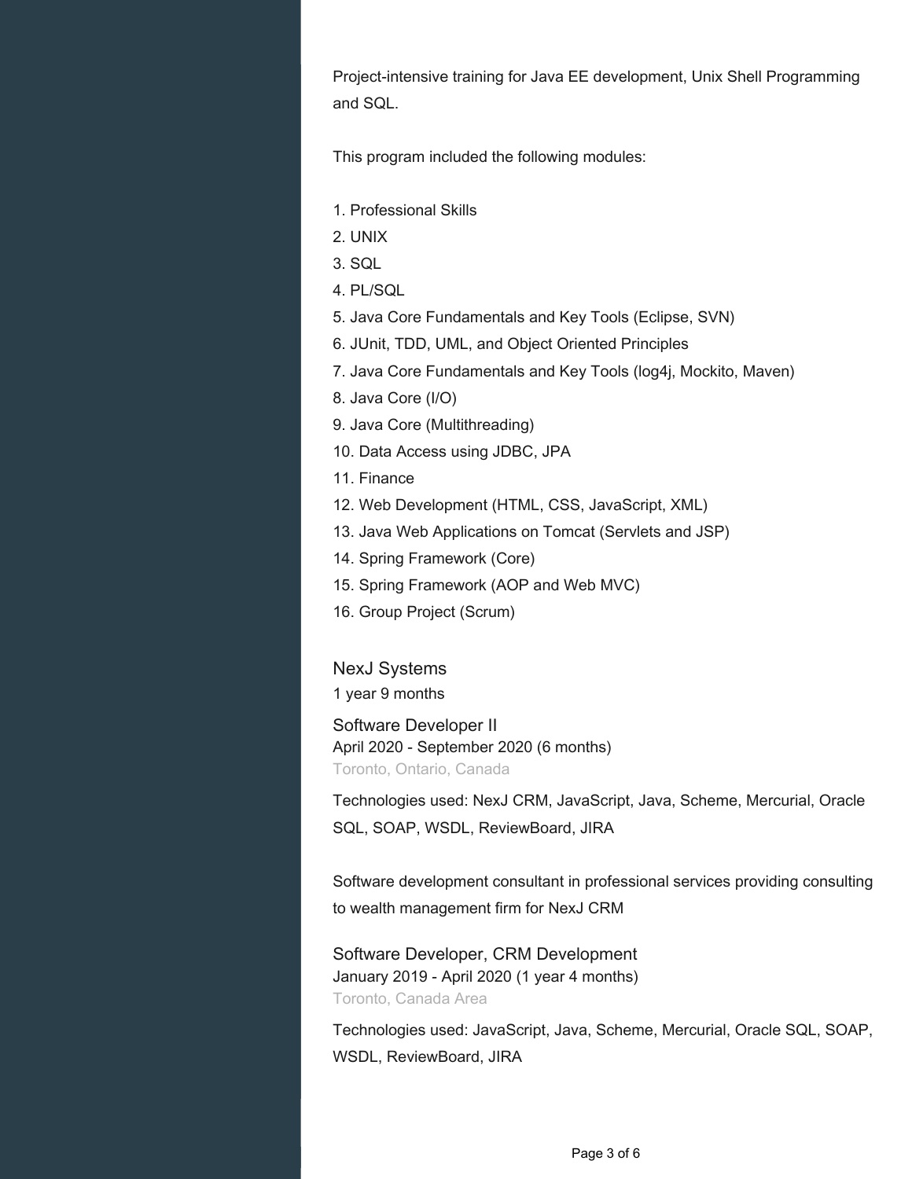Project-intensive training for Java EE development, Unix Shell Programming and SQL.

This program included the following modules:

1. Professional Skills
2. UNIX
3. SQL
4. PL/SQL
5. Java Core Fundamentals and Key Tools (Eclipse, SVN)
6. JUnit, TDD, UML, and Object Oriented Principles
7. Java Core Fundamentals and Key Tools (log4j, Mockito, Maven)
8. Java Core (I/O)
9. Java Core (Multithreading)
10. Data Access using JDBC, JPA
11. Finance
12. Web Development (HTML, CSS, JavaScript, XML)
13. Java Web Applications on Tomcat (Servlets and JSP)
14. Spring Framework (Core)
15. Spring Framework (AOP and Web MVC)
16. Group Project (Scrum)

## NexJ Systems

1 year 9 months

### Software Developer II

April 2020 - September 2020 (6 months)

Toronto, Ontario, Canada

Technologies used: NexJ CRM, JavaScript, Java, Scheme, Mercurial, Oracle SQL, SOAP, WSDL, ReviewBoard, JIRA

Software development consultant in professional services providing consulting to wealth management firm for NexJ CRM

### Software Developer, CRM Development

January 2019 - April 2020 (1 year 4 months)

Toronto, Canada Area

Technologies used: JavaScript, Java, Scheme, Mercurial, Oracle SQL, SOAP, WSDL, ReviewBoard, JIRA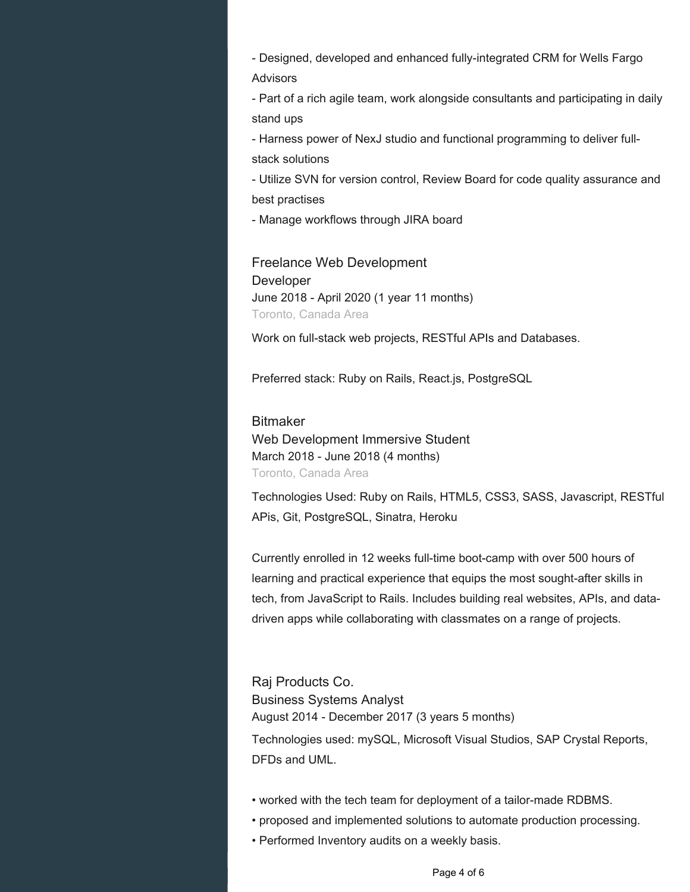- Designed, developed and enhanced fully-integrated CRM for Wells Fargo Advisors
- Part of a rich agile team, work alongside consultants and participating in daily stand ups
- Harness power of NexJ studio and functional programming to deliver full-stack solutions
- Utilize SVN for version control, Review Board for code quality assurance and best practises
- Manage workflows through JIRA board

### Freelance Web Development

Developer
June 2018 - April 2020 (1 year 11 months)
Toronto, Canada Area

Work on full-stack web projects, RESTful APIs and Databases.

Preferred stack: Ruby on Rails, React.js, PostgreSQL

### Bitmaker

Web Development Immersive Student
March 2018 - June 2018 (4 months)
Toronto, Canada Area

Technologies Used: Ruby on Rails, HTML5, CSS3, SASS, Javascript, RESTful APIs, Git, PostgreSQL, Sinatra, Heroku

Currently enrolled in 12 weeks full-time boot-camp with over 500 hours of learning and practical experience that equips the most sought-after skills in tech, from JavaScript to Rails. Includes building real websites, APIs, and data-driven apps while collaborating with classmates on a range of projects.

### Raj Products Co.

Business Systems Analyst
August 2014 - December 2017 (3 years 5 months)

Technologies used: mySQL, Microsoft Visual Studios, SAP Crystal Reports, DFDs and UML.

- worked with the tech team for deployment of a tailor-made RDBMS.
- proposed and implemented solutions to automate production processing.
- Performed Inventory audits on a weekly basis.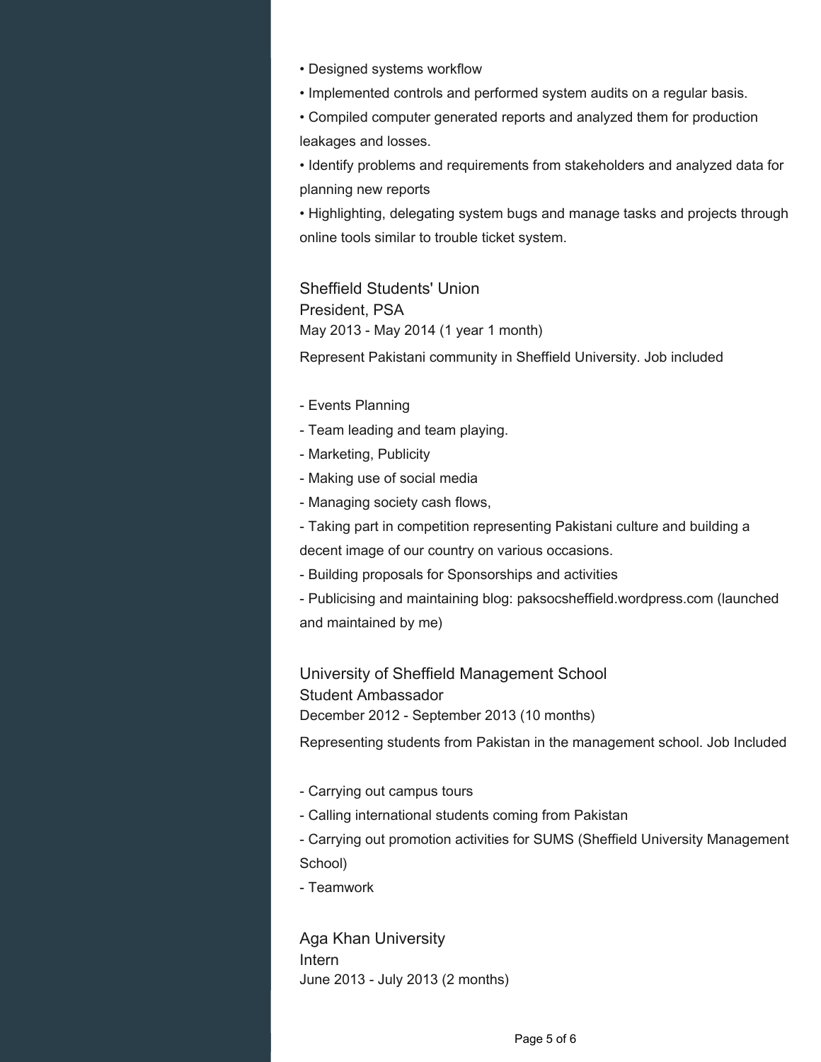• Designed systems workflow

• Implemented controls and performed system audits on a regular basis.

• Compiled computer generated reports and analyzed them for production leakages and losses.

• Identify problems and requirements from stakeholders and analyzed data for planning new reports

• Highlighting, delegating system bugs and manage tasks and projects through online tools similar to trouble ticket system.

### Sheffield Students' Union

President, PSA

May 2013 - May 2014 (1 year 1 month)

Represent Pakistani community in Sheffield University. Job included

- Events Planning
- Team leading and team playing.
- Marketing, Publicity
- Making use of social media
- Managing society cash flows,
- Taking part in competition representing Pakistani culture and building a decent image of our country on various occasions.
- Building proposals for Sponsorships and activities
- Publicising and maintaining blog: paksocsheffield.wordpress.com (launched and maintained by me)

### University of Sheffield Management School

Student Ambassador

December 2012 - September 2013 (10 months)

Representing students from Pakistan in the management school. Job Included

- Carrying out campus tours
- Calling international students coming from Pakistan
- Carrying out promotion activities for SUMS (Sheffield University Management School)
- Teamwork

### Aga Khan University

Intern

June 2013 - July 2013 (2 months)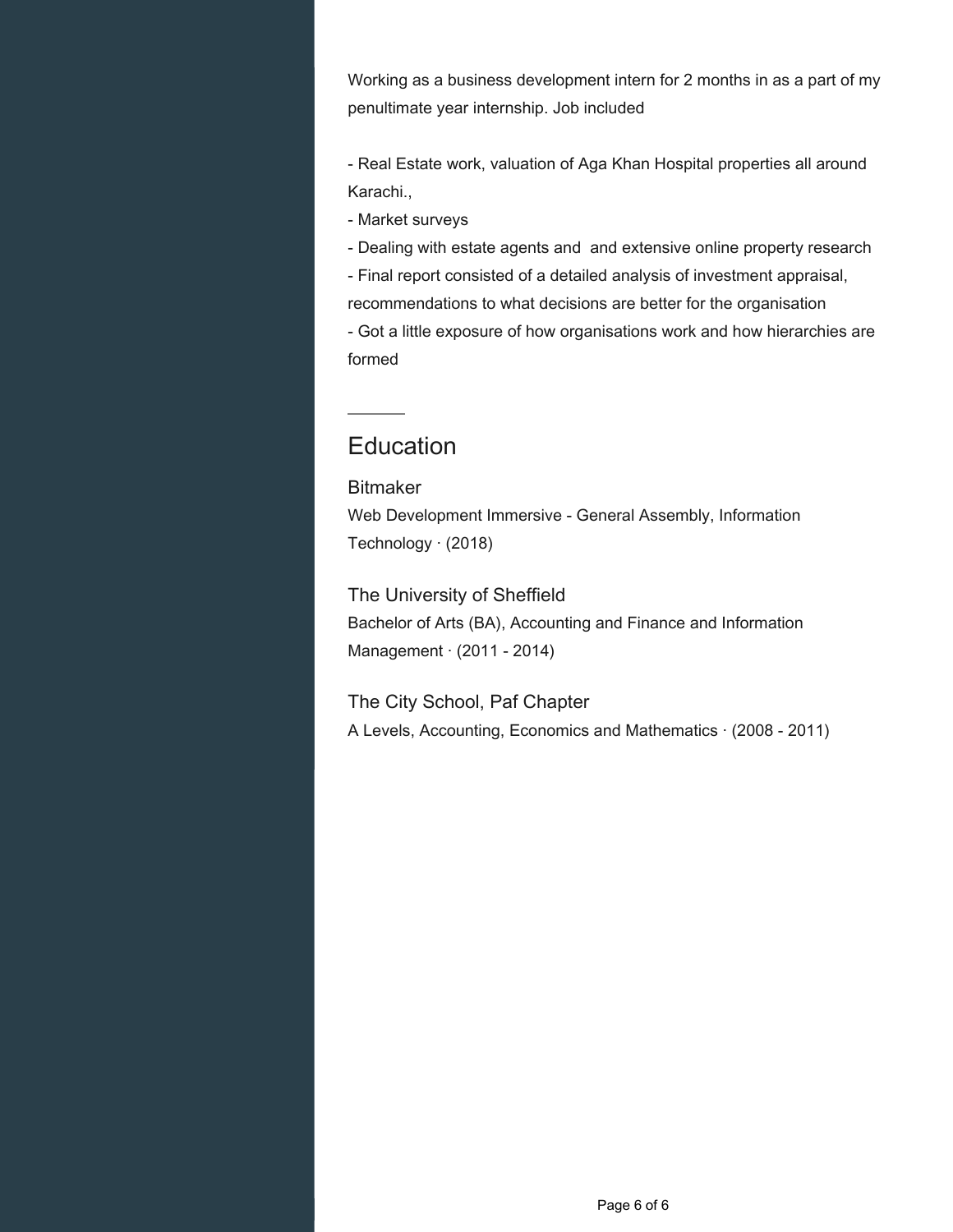Working as a business development intern for 2 months in as a part of my penultimate year internship. Job included

- Real Estate work, valuation of Aga Khan Hospital properties all around Karachi.,
- Market surveys
- Dealing with estate agents and  and extensive online property research
- Final report consisted of a detailed analysis of investment appraisal, recommendations to what decisions are better for the organisation
- Got a little exposure of how organisations work and how hierarchies are formed

## Education

### Bitmaker

Web Development Immersive - General Assembly, Information Technology · (2018)

### The University of Sheffield

Bachelor of Arts (BA), Accounting and Finance and Information Management · (2011 - 2014)

### The City School, Paf Chapter

A Levels, Accounting, Economics and Mathematics · (2008 - 2011)